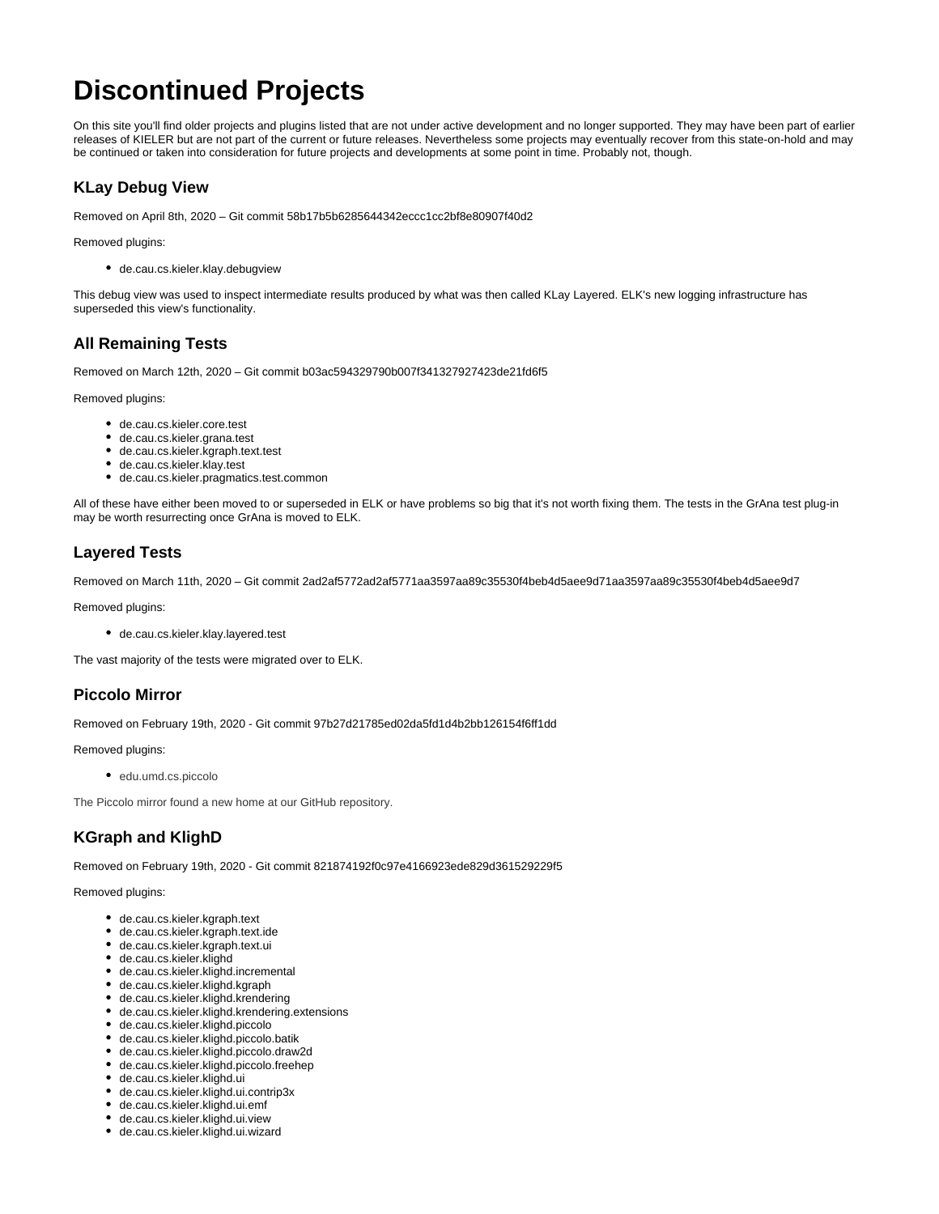# Discontinued Projects

On this site you'll find older projects and plugins listed that are not under active development and no longer supported. They may have been part of earlier releases of KIELER but are not part of the current or future releases. Nevertheless some projects may eventually recover from this state-on-hold and may be continued or taken into consideration for future projects and developments at some point in time. Probably not, though.

## KLay Debug View

Removed on April 8th, 2020 – Git commit 58b17b5b6285644342eccc1cc2bf8e80907f40d2

Removed plugins:

- de.cau.cs.kieler.klay.debugview

This debug view was used to inspect intermediate results produced by what was then called KLay Layered. ELK's new logging infrastructure has superseded this view's functionality.

## All Remaining Tests

Removed on March 12th, 2020 – Git commit b03ac594329790b007f341327927423de21fd6f5

Removed plugins:

- de.cau.cs.kieler.core.test
- de.cau.cs.kieler.grana.test
- de.cau.cs.kieler.kgraph.text.test
- de.cau.cs.kieler.klay.test
- de.cau.cs.kieler.pragmatics.test.common

All of these have either been moved to or superseded in ELK or have problems so big that it's not worth fixing them. The tests in the GrAna test plug-in may be worth resurrecting once GrAna is moved to ELK.

## Layered Tests

Removed on March 11th, 2020 – Git commit 2ad2af5772ad2af5771aa3597aa89c35530f4beb4d5aee9d71aa3597aa89c35530f4beb4d5aee9d7

Removed plugins:

- de.cau.cs.kieler.klay.layered.test

The vast majority of the tests were migrated over to ELK.

## Piccolo Mirror

Removed on February 19th, 2020 - Git commit 97b27d21785ed02da5fd1d4b2bb126154f6ff1dd

Removed plugins:

- edu.umd.cs.piccolo

The Piccolo mirror found a new home at our GitHub repository.

## KGraph and KlighD

Removed on February 19th, 2020 - Git commit 821874192f0c97e4166923ede829d361529229f5

Removed plugins:

- de.cau.cs.kieler.kgraph.text
- de.cau.cs.kieler.kgraph.text.ide
- de.cau.cs.kieler.kgraph.text.ui
- de.cau.cs.kieler.klighd
- de.cau.cs.kieler.klighd.incremental
- de.cau.cs.kieler.klighd.kgraph
- de.cau.cs.kieler.klighd.krendering
- de.cau.cs.kieler.klighd.krendering.extensions
- de.cau.cs.kieler.klighd.piccolo
- de.cau.cs.kieler.klighd.piccolo.batik
- de.cau.cs.kieler.klighd.piccolo.draw2d
- de.cau.cs.kieler.klighd.piccolo.freehep
- de.cau.cs.kieler.klighd.ui
- de.cau.cs.kieler.klighd.ui.contrip3x
- de.cau.cs.kieler.klighd.ui.emf
- de.cau.cs.kieler.klighd.ui.view
- de.cau.cs.kieler.klighd.ui.wizard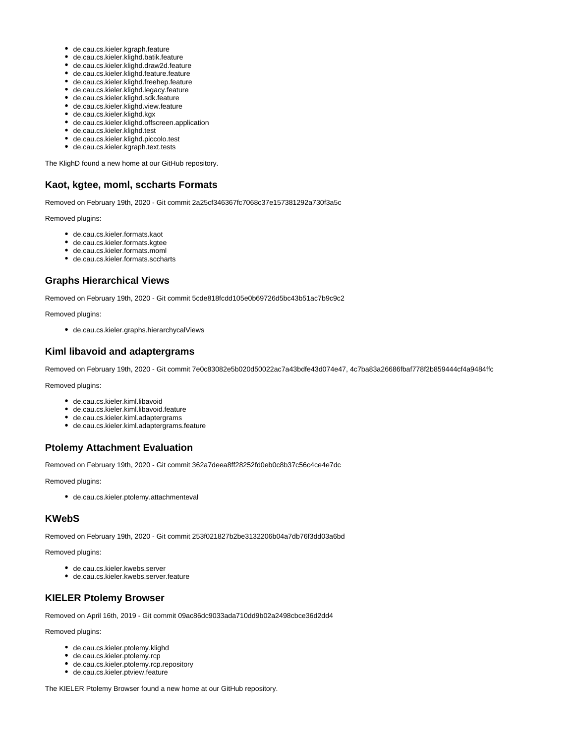- de.cau.cs.kieler.kgraph.feature
- de.cau.cs.kieler.klighd.batik.feature
- de.cau.cs.kieler.klighd.draw2d.feature
- de.cau.cs.kieler.klighd.feature.feature
- de.cau.cs.kieler.klighd.freehep.feature
- de.cau.cs.kieler.klighd.legacy.feature
- de.cau.cs.kieler.klighd.sdk.feature
- de.cau.cs.kieler.klighd.view.feature
- de.cau.cs.kieler.klighd.kgx
- de.cau.cs.kieler.klighd.offscreen.application
- de.cau.cs.kieler.klighd.test
- de.cau.cs.kieler.klighd.piccolo.test
- de.cau.cs.kieler.kgraph.text.tests

The KlighD found a new home at our GitHub repository.

### Kaot, kgtee, moml, sccharts Formats

Removed on February 19th, 2020 - Git commit 2a25cf346367fc7068c37e157381292a730f3a5c

Removed plugins:

- de.cau.cs.kieler.formats.kaot
- de.cau.cs.kieler.formats.kgtee
- de.cau.cs.kieler.formats.moml
- de.cau.cs.kieler.formats.sccharts

### Graphs Hierarchical Views

Removed on February 19th, 2020 - Git commit 5cde818fcdd105e0b69726d5bc43b51ac7b9c9c2

Removed plugins:

- de.cau.cs.kieler.graphs.hierarchycalViews

### Kiml libavoid and adaptergrams

Removed on February 19th, 2020 - Git commit 7e0c83082e5b020d50022ac7a43bdfe43d074e47, 4c7ba83a26686fbaf778f2b859444cf4a9484ffc

Removed plugins:

- de.cau.cs.kieler.kiml.libavoid
- de.cau.cs.kieler.kiml.libavoid.feature
- de.cau.cs.kieler.kiml.adaptergrams
- de.cau.cs.kieler.kiml.adaptergrams.feature

### Ptolemy Attachment Evaluation

Removed on February 19th, 2020 - Git commit 362a7deea8ff28252fd0eb0c8b37c56c4ce4e7dc

Removed plugins:

- de.cau.cs.kieler.ptolemy.attachmenteval

### KWebS

Removed on February 19th, 2020 - Git commit 253f021827b2be3132206b04a7db76f3dd03a6bd

Removed plugins:

- de.cau.cs.kieler.kwebs.server
- de.cau.cs.kieler.kwebs.server.feature

### KIELER Ptolemy Browser

Removed on April 16th, 2019 - Git commit 09ac86dc9033ada710dd9b02a2498cbce36d2dd4

Removed plugins:

- de.cau.cs.kieler.ptolemy.klighd
- de.cau.cs.kieler.ptolemy.rcp
- de.cau.cs.kieler.ptolemy.rcp.repository
- de.cau.cs.kieler.ptview.feature

The KIELER Ptolemy Browser found a new home at our GitHub repository.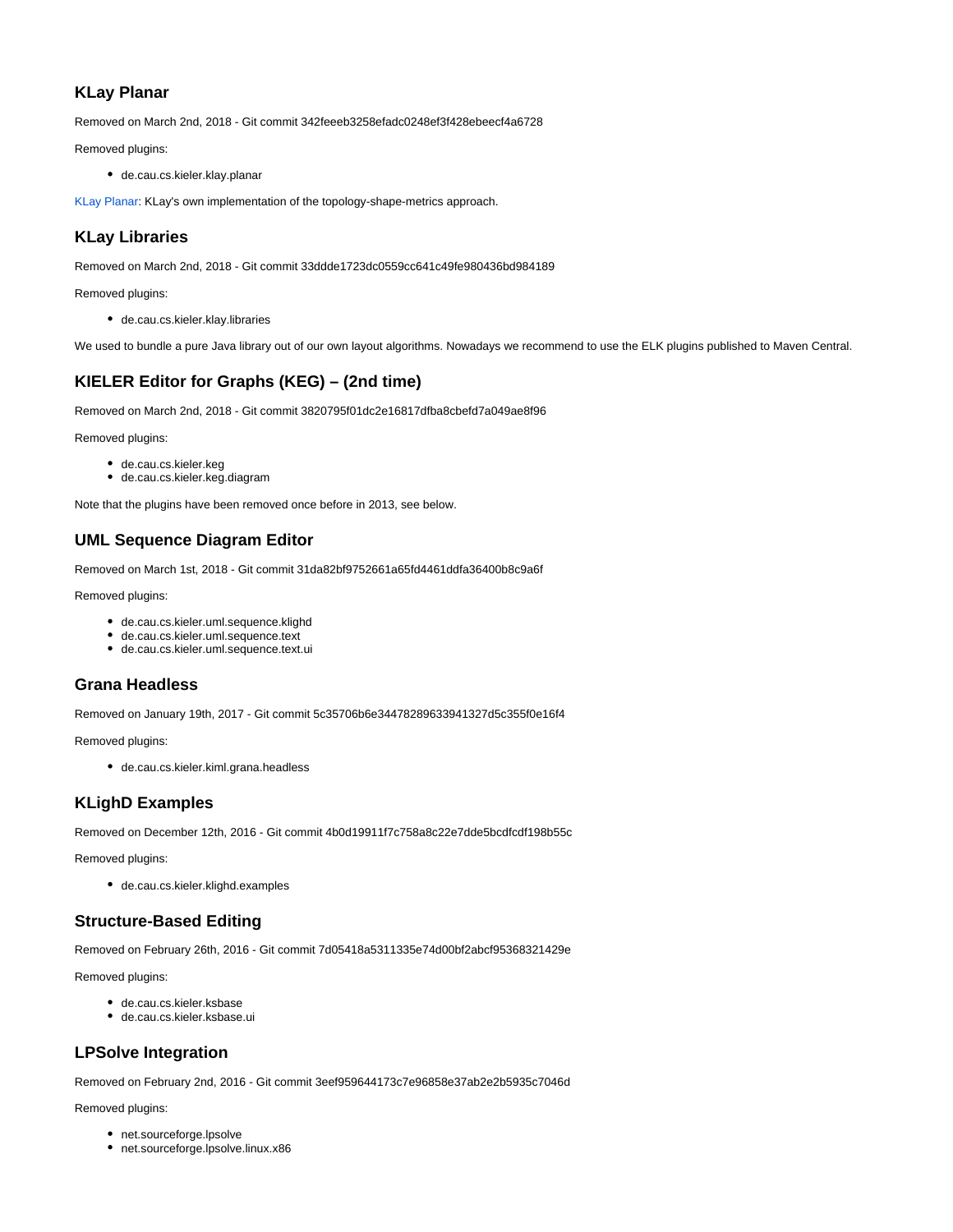### KLay Planar

Removed on March 2nd, 2018 - Git commit 342feeeb3258efadc0248ef3f428ebeecf4a6728

Removed plugins:

- de.cau.cs.kieler.klay.planar

KLay Planar: KLay's own implementation of the topology-shape-metrics approach.

### KLay Libraries

Removed on March 2nd, 2018 - Git commit 33ddde1723dc0559cc641c49fe980436bd984189

Removed plugins:

- de.cau.cs.kieler.klay.libraries

We used to bundle a pure Java library out of our own layout algorithms. Nowadays we recommend to use the ELK plugins published to Maven Central.

### KIELER Editor for Graphs (KEG) – (2nd time)

Removed on March 2nd, 2018 - Git commit 3820795f01dc2e16817dfba8cbefd7a049ae8f96

Removed plugins:

- de.cau.cs.kieler.keg
- de.cau.cs.kieler.keg.diagram

Note that the plugins have been removed once before in 2013, see below.

### UML Sequence Diagram Editor

Removed on March 1st, 2018 - Git commit 31da82bf9752661a65fd4461ddfa36400b8c9a6f

Removed plugins:

- de.cau.cs.kieler.uml.sequence.klighd
- de.cau.cs.kieler.uml.sequence.text
- de.cau.cs.kieler.uml.sequence.text.ui

### Grana Headless

Removed on January 19th, 2017 - Git commit 5c35706b6e34478289633941327d5c355f0e16f4

Removed plugins:

- de.cau.cs.kieler.kiml.grana.headless

### KLighD Examples

Removed on December 12th, 2016 - Git commit 4b0d19911f7c758a8c22e7dde5bcdfcdf198b55c

Removed plugins:

- de.cau.cs.kieler.klighd.examples

### Structure-Based Editing

Removed on February 26th, 2016 - Git commit 7d05418a5311335e74d00bf2abcf95368321429e

Removed plugins:

- de.cau.cs.kieler.ksbase
- de.cau.cs.kieler.ksbase.ui

### LPSolve Integration

Removed on February 2nd, 2016 - Git commit 3eef959644173c7e96858e37ab2e2b5935c7046d

Removed plugins:

- net.sourceforge.lpsolve
- net.sourceforge.lpsolve.linux.x86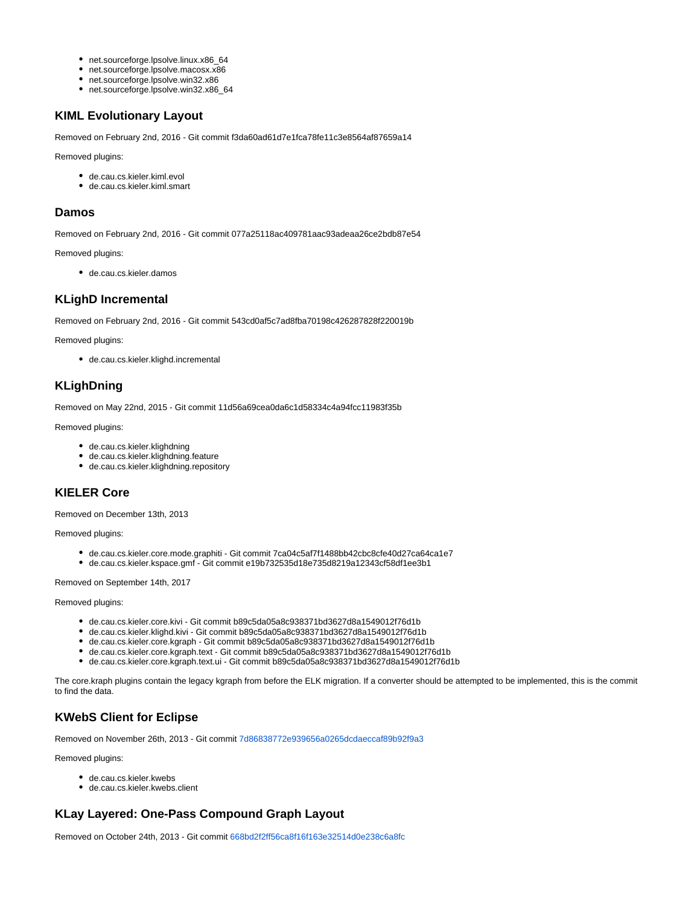- net.sourceforge.lpsolve.linux.x86_64
- net.sourceforge.lpsolve.macosx.x86
- net.sourceforge.lpsolve.win32.x86
- net.sourceforge.lpsolve.win32.x86_64

### KIML Evolutionary Layout

Removed on February 2nd, 2016 - Git commit f3da60ad61d7e1fca78fe11c3e8564af87659a14

Removed plugins:

- de.cau.cs.kieler.kiml.evol
- de.cau.cs.kieler.kiml.smart

### Damos

Removed on February 2nd, 2016 - Git commit 077a25118ac409781aac93adeaa26ce2bdb87e54

Removed plugins:

- de.cau.cs.kieler.damos

### KLighD Incremental

Removed on February 2nd, 2016 - Git commit 543cd0af5c7ad8fba70198c426287828f220019b

Removed plugins:

- de.cau.cs.kieler.klighd.incremental

### KLighDning

Removed on May 22nd, 2015 - Git commit 11d56a69cea0da6c1d58334c4a94fcc11983f35b

Removed plugins:

- de.cau.cs.kieler.klighdning
- de.cau.cs.kieler.klighdning.feature
- de.cau.cs.kieler.klighdning.repository

### KIELER Core

Removed on December 13th, 2013

Removed plugins:

- de.cau.cs.kieler.core.mode.graphiti - Git commit 7ca04c5af7f1488bb42cbc8cfe40d27ca64ca1e7
- de.cau.cs.kieler.kspace.gmf - Git commit e19b732535d18e735d8219a12343cf58df1ee3b1

Removed on September 14th, 2017

Removed plugins:

- de.cau.cs.kieler.core.kivi - Git commit b89c5da05a8c938371bd3627d8a1549012f76d1b
- de.cau.cs.kieler.klighd.kivi - Git commit b89c5da05a8c938371bd3627d8a1549012f76d1b
- de.cau.cs.kieler.core.kgraph - Git commit b89c5da05a8c938371bd3627d8a1549012f76d1b
- de.cau.cs.kieler.core.kgraph.text - Git commit b89c5da05a8c938371bd3627d8a1549012f76d1b
- de.cau.cs.kieler.core.kgraph.text.ui - Git commit b89c5da05a8c938371bd3627d8a1549012f76d1b

The core.kraph plugins contain the legacy kgraph from before the ELK migration. If a converter should be attempted to be implemented, this is the commit to find the data.

### KWebS Client for Eclipse

Removed on November 26th, 2013 - Git commit 7d86838772e939656a0265dcdaeccaf89b92f9a3

Removed plugins:

- de.cau.cs.kieler.kwebs
- de.cau.cs.kieler.kwebs.client

### KLay Layered: One-Pass Compound Graph Layout

Removed on October 24th, 2013 - Git commit 668bd2f2ff56ca8f16f163e32514d0e238c6a8fc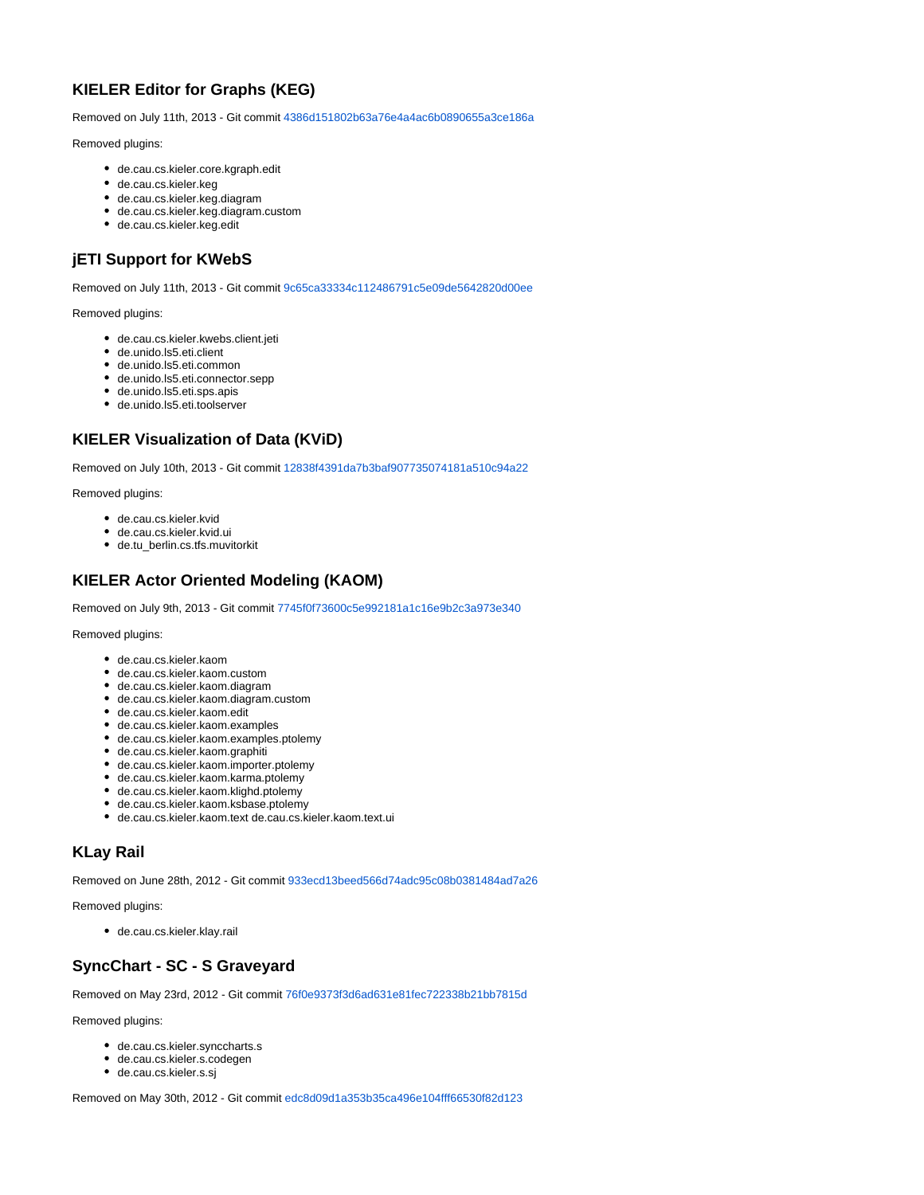## KIELER Editor for Graphs (KEG)

Removed on July 11th, 2013 - Git commit 4386d151802b63a76e4a4ac6b0890655a3ce186a

Removed plugins:

- de.cau.cs.kieler.core.kgraph.edit
- de.cau.cs.kieler.keg
- de.cau.cs.kieler.keg.diagram
- de.cau.cs.kieler.keg.diagram.custom
- de.cau.cs.kieler.keg.edit

## jETI Support for KWebS

Removed on July 11th, 2013 - Git commit 9c65ca33334c112486791c5e09de5642820d00ee

Removed plugins:

- de.cau.cs.kieler.kwebs.client.jeti
- de.unido.ls5.eti.client
- de.unido.ls5.eti.common
- de.unido.ls5.eti.connector.sepp
- de.unido.ls5.eti.sps.apis
- de.unido.ls5.eti.toolserver

## KIELER Visualization of Data (KViD)

Removed on July 10th, 2013 - Git commit 12838f4391da7b3baf907735074181a510c94a22

Removed plugins:

- de.cau.cs.kieler.kvid
- de.cau.cs.kieler.kvid.ui
- de.tu_berlin.cs.tfs.muvitorkit

## KIELER Actor Oriented Modeling (KAOM)

Removed on July 9th, 2013 - Git commit 7745f0f73600c5e992181a1c16e9b2c3a973e340

Removed plugins:

- de.cau.cs.kieler.kaom
- de.cau.cs.kieler.kaom.custom
- de.cau.cs.kieler.kaom.diagram
- de.cau.cs.kieler.kaom.diagram.custom
- de.cau.cs.kieler.kaom.edit
- de.cau.cs.kieler.kaom.examples
- de.cau.cs.kieler.kaom.examples.ptolemy
- de.cau.cs.kieler.kaom.graphiti
- de.cau.cs.kieler.kaom.importer.ptolemy
- de.cau.cs.kieler.kaom.karma.ptolemy
- de.cau.cs.kieler.kaom.klighd.ptolemy
- de.cau.cs.kieler.kaom.ksbase.ptolemy
- de.cau.cs.kieler.kaom.text de.cau.cs.kieler.kaom.text.ui

## KLay Rail

Removed on June 28th, 2012 - Git commit 933ecd13beed566d74adc95c08b0381484ad7a26

Removed plugins:

- de.cau.cs.kieler.klay.rail

## SyncChart - SC - S Graveyard

Removed on May 23rd, 2012 - Git commit 76f0e9373f3d6ad631e81fec722338b21bb7815d

Removed plugins:

- de.cau.cs.kieler.synccharts.s
- de.cau.cs.kieler.s.codegen
- de.cau.cs.kieler.s.sj

Removed on May 30th, 2012 - Git commit edc8d09d1a353b35ca496e104fff66530f82d123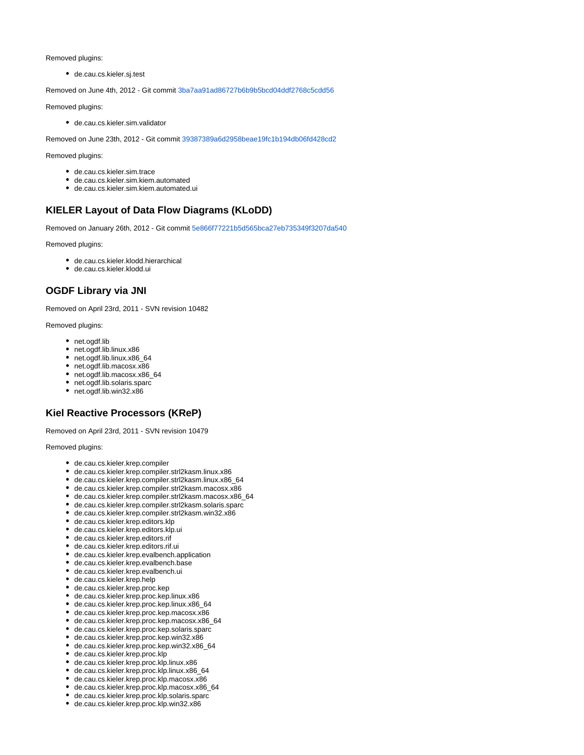Removed plugins:

- de.cau.cs.kieler.sj.test

Removed on June 4th, 2012 - Git commit 3ba7aa91ad86727b6b9b5bcd04ddf2768c5cdd56

Removed plugins:

- de.cau.cs.kieler.sim.validator

Removed on June 23th, 2012 - Git commit 39387389a6d2958beae19fc1b194db06fd428cd2

Removed plugins:

- de.cau.cs.kieler.sim.trace
- de.cau.cs.kieler.sim.kiem.automated
- de.cau.cs.kieler.sim.kiem.automated.ui

## KIELER Layout of Data Flow Diagrams (KLoDD)

Removed on January 26th, 2012 - Git commit 5e866f77221b5d565bca27eb735349f3207da540

Removed plugins:

- de.cau.cs.kieler.klodd.hierarchical
- de.cau.cs.kieler.klodd.ui

## OGDF Library via JNI

Removed on April 23rd, 2011 - SVN revision 10482

Removed plugins:

- net.ogdf.lib
- net.ogdf.lib.linux.x86
- net.ogdf.lib.linux.x86_64
- net.ogdf.lib.macosx.x86
- net.ogdf.lib.macosx.x86_64
- net.ogdf.lib.solaris.sparc
- net.ogdf.lib.win32.x86

## Kiel Reactive Processors (KReP)

Removed on April 23rd, 2011 - SVN revision 10479

Removed plugins:

- de.cau.cs.kieler.krep.compiler
- de.cau.cs.kieler.krep.compiler.strl2kasm.linux.x86
- de.cau.cs.kieler.krep.compiler.strl2kasm.linux.x86_64
- de.cau.cs.kieler.krep.compiler.strl2kasm.macosx.x86
- de.cau.cs.kieler.krep.compiler.strl2kasm.macosx.x86_64
- de.cau.cs.kieler.krep.compiler.strl2kasm.solaris.sparc
- de.cau.cs.kieler.krep.compiler.strl2kasm.win32.x86
- de.cau.cs.kieler.krep.editors.klp
- de.cau.cs.kieler.krep.editors.klp.ui
- de.cau.cs.kieler.krep.editors.rif
- de.cau.cs.kieler.krep.editors.rif.ui
- de.cau.cs.kieler.krep.evalbench.application
- de.cau.cs.kieler.krep.evalbench.base
- de.cau.cs.kieler.krep.evalbench.ui
- de.cau.cs.kieler.krep.help
- de.cau.cs.kieler.krep.proc.kep
- de.cau.cs.kieler.krep.proc.kep.linux.x86
- de.cau.cs.kieler.krep.proc.kep.linux.x86_64
- de.cau.cs.kieler.krep.proc.kep.macosx.x86
- de.cau.cs.kieler.krep.proc.kep.macosx.x86_64
- de.cau.cs.kieler.krep.proc.kep.solaris.sparc
- de.cau.cs.kieler.krep.proc.kep.win32.x86
- de.cau.cs.kieler.krep.proc.kep.win32.x86_64
- de.cau.cs.kieler.krep.proc.klp
- de.cau.cs.kieler.krep.proc.klp.linux.x86
- de.cau.cs.kieler.krep.proc.klp.linux.x86_64
- de.cau.cs.kieler.krep.proc.klp.macosx.x86
- de.cau.cs.kieler.krep.proc.klp.macosx.x86_64
- de.cau.cs.kieler.krep.proc.klp.solaris.sparc
- de.cau.cs.kieler.krep.proc.klp.win32.x86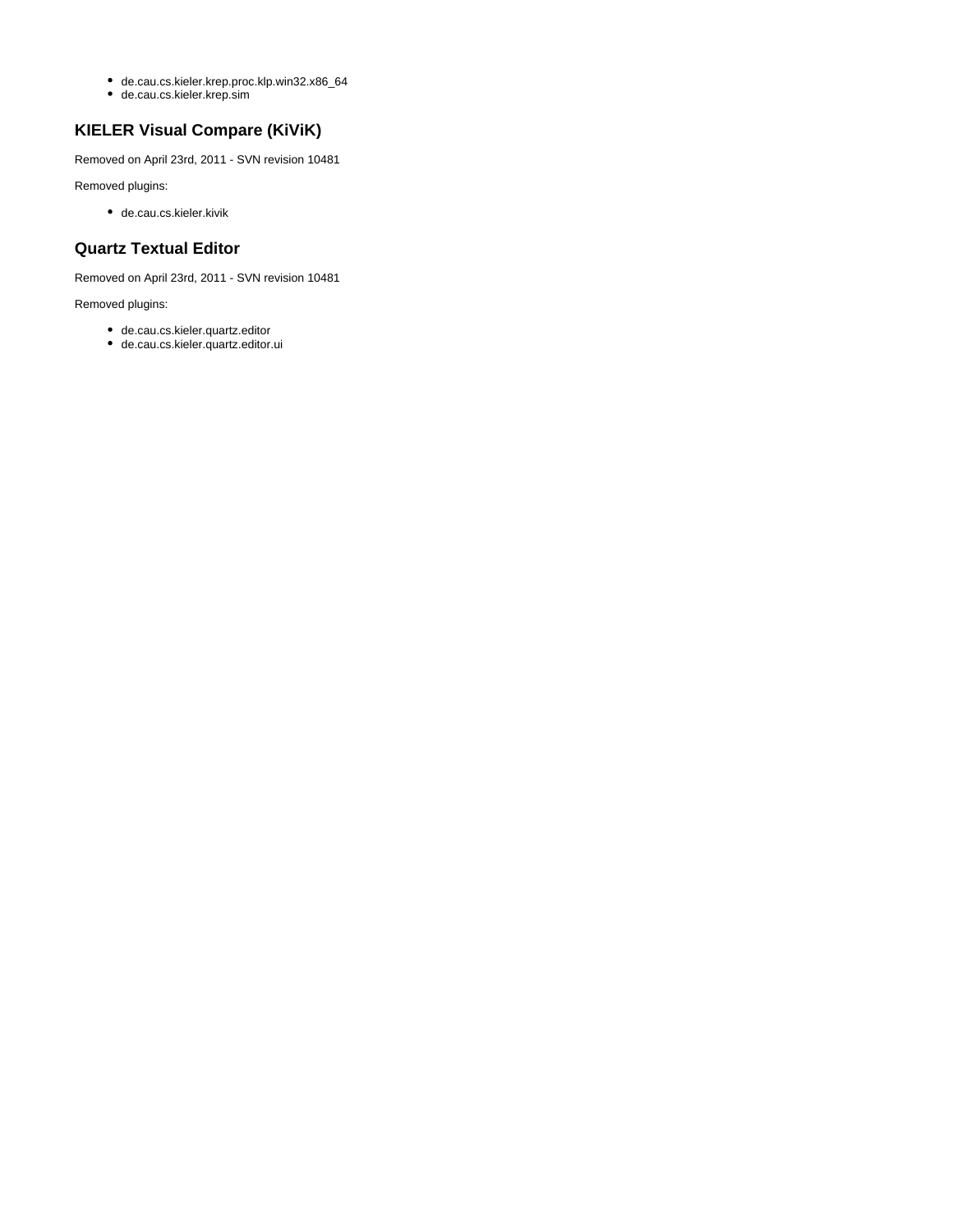- de.cau.cs.kieler.krep.proc.klp.win32.x86_64
- de.cau.cs.kieler.krep.sim

## KIELER Visual Compare (KiViK)

Removed on April 23rd, 2011 - SVN revision 10481

Removed plugins:

- de.cau.cs.kieler.kivik

## Quartz Textual Editor

Removed on April 23rd, 2011 - SVN revision 10481

Removed plugins:

- de.cau.cs.kieler.quartz.editor
- de.cau.cs.kieler.quartz.editor.ui